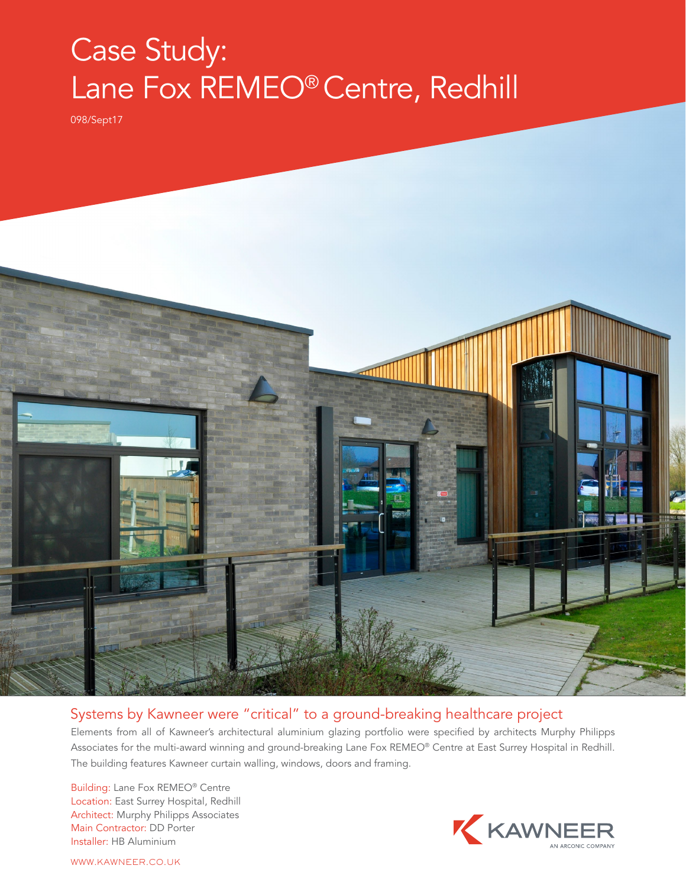# Case Study: Lane Fox REMEO® Centre, Redhill

098/Sept17

## Systems by Kawneer were "critical" to a ground-breaking healthcare project

Elements from all of Kawneer's architectural aluminium glazing portfolio were specified by architects Murphy Philipps Associates for the multi-award winning and ground-breaking Lane Fox REMEO® Centre at East Surrey Hospital in Redhill. The building features Kawneer curtain walling, windows, doors and framing.

Building: Lane Fox REMEO® Centre
Location: East Surrey Hospital, Redhill
Architect: Murphy Philipps Associates
Main Contractor: DD Porter
Installer: HB Aluminium

KAWNEER
AN ARCONIC COMPANY

WWW.KAWNEER.CO.UK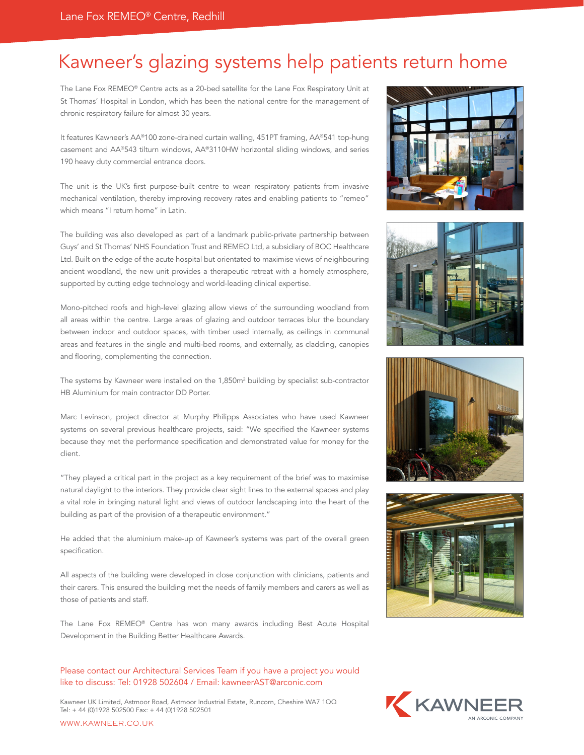Lane Fox REMEO® Centre, Redhill

# Kawneer's glazing systems help patients return home

The Lane Fox REMEO® Centre acts as a 20-bed satellite for the Lane Fox Respiratory Unit at St Thomas' Hospital in London, which has been the national centre for the management of chronic respiratory failure for almost 30 years.

It features Kawneer's AA®100 zone-drained curtain walling, 451PT framing, AA®541 top-hung casement and AA®543 tilturn windows, AA®3110HW horizontal sliding windows, and series 190 heavy duty commercial entrance doors.

The unit is the UK's first purpose-built centre to wean respiratory patients from invasive mechanical ventilation, thereby improving recovery rates and enabling patients to "remeo" which means "I return home" in Latin.

The building was also developed as part of a landmark public-private partnership between Guys' and St Thomas' NHS Foundation Trust and REMEO Ltd, a subsidiary of BOC Healthcare Ltd. Built on the edge of the acute hospital but orientated to maximise views of neighbouring ancient woodland, the new unit provides a therapeutic retreat with a homely atmosphere, supported by cutting edge technology and world-leading clinical expertise.

Mono-pitched roofs and high-level glazing allow views of the surrounding woodland from all areas within the centre. Large areas of glazing and outdoor terraces blur the boundary between indoor and outdoor spaces, with timber used internally, as ceilings in communal areas and features in the single and multi-bed rooms, and externally, as cladding, canopies and flooring, complementing the connection.

The systems by Kawneer were installed on the 1,850m² building by specialist sub-contractor HB Aluminium for main contractor DD Porter.

Marc Levinson, project director at Murphy Philipps Associates who have used Kawneer systems on several previous healthcare projects, said: "We specified the Kawneer systems because they met the performance specification and demonstrated value for money for the client.

"They played a critical part in the project as a key requirement of the brief was to maximise natural daylight to the interiors. They provide clear sight lines to the external spaces and play a vital role in bringing natural light and views of outdoor landscaping into the heart of the building as part of the provision of a therapeutic environment."

He added that the aluminium make-up of Kawneer's systems was part of the overall green specification.

All aspects of the building were developed in close conjunction with clinicians, patients and their carers. This ensured the building met the needs of family members and carers as well as those of patients and staff.

The Lane Fox REMEO® Centre has won many awards including Best Acute Hospital Development in the Building Better Healthcare Awards.

Please contact our Architectural Services Team if you have a project you would like to discuss: Tel: 01928 502604 / Email: kawneerAST@arconic.com

Kawneer UK Limited, Astmoor Road, Astmoor Industrial Estate, Runcorn, Cheshire WA7 1QQ
Tel: + 44 (0)1928 502500 Fax: + 44 (0)1928 502501

WWW.KAWNEER.CO.UK

KAWNEER
AN ARCONIC COMPANY